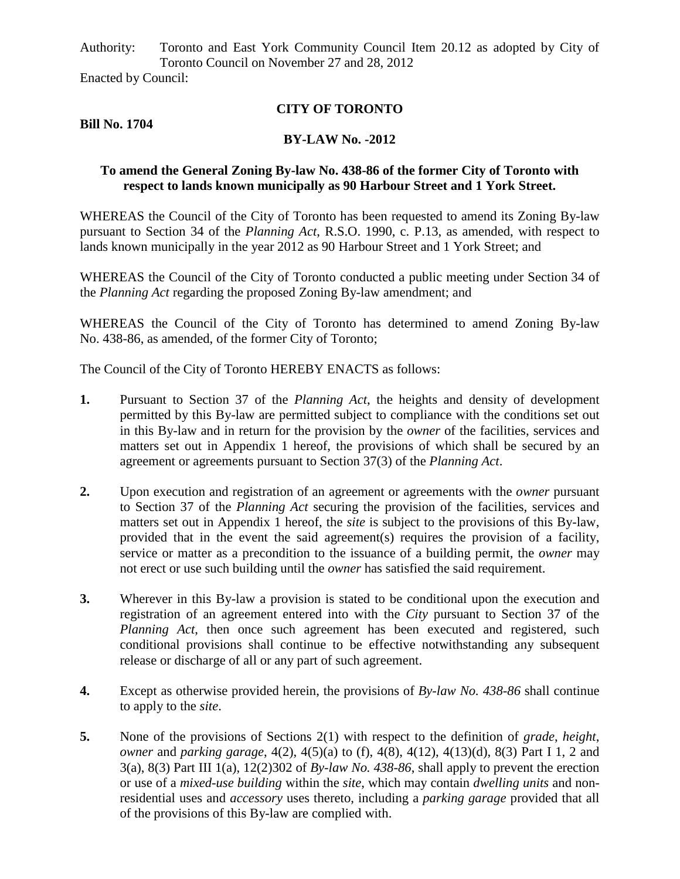Authority: Toronto and East York Community Council Item 20.12 as adopted by City of Toronto Council on November 27 and 28, 2012

Enacted by Council:

**CITY OF TORONTO**

**Bill No. 1704**

**BY-LAW No. -2012**

**To amend the General Zoning By-law No. 438-86 of the former City of Toronto with respect to lands known municipally as 90 Harbour Street and 1 York Street.**

WHEREAS the Council of the City of Toronto has been requested to amend its Zoning By-law pursuant to Section 34 of the *Planning Act*, R.S.O. 1990, c. P.13, as amended, with respect to lands known municipally in the year 2012 as 90 Harbour Street and 1 York Street; and

WHEREAS the Council of the City of Toronto conducted a public meeting under Section 34 of the *Planning Act* regarding the proposed Zoning By-law amendment; and

WHEREAS the Council of the City of Toronto has determined to amend Zoning By-law No. 438-86, as amended, of the former City of Toronto;

The Council of the City of Toronto HEREBY ENACTS as follows:

**1.** Pursuant to Section 37 of the *Planning Act*, the heights and density of development permitted by this By-law are permitted subject to compliance with the conditions set out in this By-law and in return for the provision by the *owner* of the facilities, services and matters set out in Appendix 1 hereof, the provisions of which shall be secured by an agreement or agreements pursuant to Section 37(3) of the *Planning Act*.

**2.** Upon execution and registration of an agreement or agreements with the *owner* pursuant to Section 37 of the *Planning Act* securing the provision of the facilities, services and matters set out in Appendix 1 hereof, the *site* is subject to the provisions of this By-law, provided that in the event the said agreement(s) requires the provision of a facility, service or matter as a precondition to the issuance of a building permit, the *owner* may not erect or use such building until the *owner* has satisfied the said requirement.

**3.** Wherever in this By-law a provision is stated to be conditional upon the execution and registration of an agreement entered into with the *City* pursuant to Section 37 of the *Planning Act*, then once such agreement has been executed and registered, such conditional provisions shall continue to be effective notwithstanding any subsequent release or discharge of all or any part of such agreement.

**4.** Except as otherwise provided herein, the provisions of *By-law No. 438-86* shall continue to apply to the *site*.

**5.** None of the provisions of Sections 2(1) with respect to the definition of *grade*, *height*, *owner* and *parking garage*, 4(2), 4(5)(a) to (f), 4(8), 4(12), 4(13)(d), 8(3) Part I 1, 2 and 3(a), 8(3) Part III 1(a), 12(2)302 of *By-law No. 438-86*, shall apply to prevent the erection or use of a *mixed-use building* within the *site*, which may contain *dwelling units* and non-residential uses and *accessory* uses thereto, including a *parking garage* provided that all of the provisions of this By-law are complied with.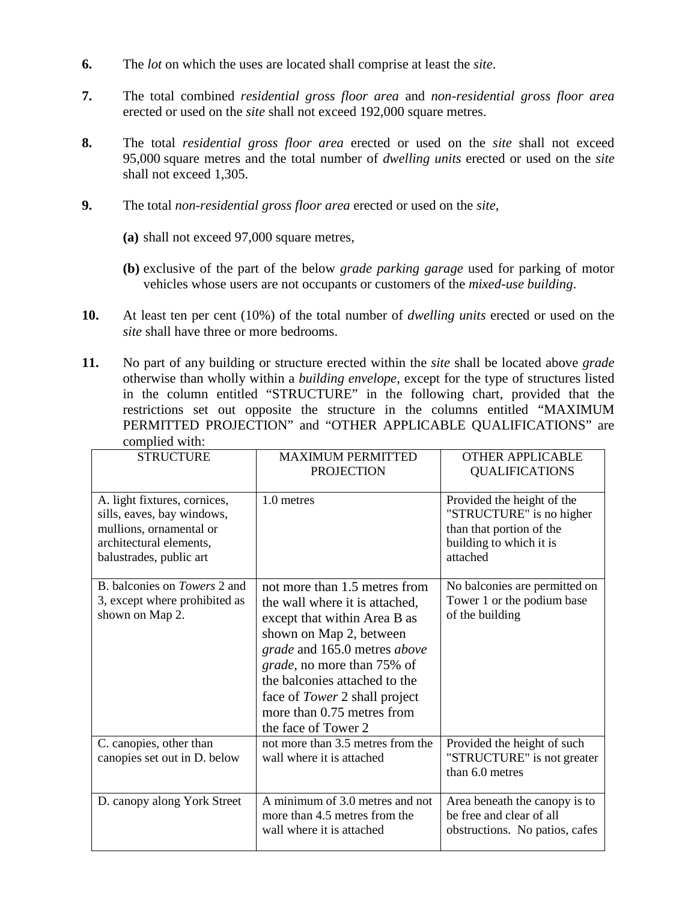**6.** The *lot* on which the uses are located shall comprise at least the *site*.

**7.** The total combined *residential gross floor area* and *non-residential gross floor area* erected or used on the *site* shall not exceed 192,000 square metres.

**8.** The total *residential gross floor area* erected or used on the *site* shall not exceed 95,000 square metres and the total number of *dwelling units* erected or used on the *site* shall not exceed 1,305.

**9.** The total *non-residential gross floor area* erected or used on the *site*,

**(a)** shall not exceed 97,000 square metres,

**(b)** exclusive of the part of the below *grade parking garage* used for parking of motor vehicles whose users are not occupants or customers of the *mixed-use building*.

**10.** At least ten per cent (10%) of the total number of *dwelling units* erected or used on the *site* shall have three or more bedrooms.

**11.** No part of any building or structure erected within the *site* shall be located above *grade* otherwise than wholly within a *building envelope*, except for the type of structures listed in the column entitled "STRUCTURE" in the following chart, provided that the restrictions set out opposite the structure in the columns entitled "MAXIMUM PERMITTED PROJECTION" and "OTHER APPLICABLE QUALIFICATIONS" are complied with:

| STRUCTURE | MAXIMUM PERMITTED PROJECTION | OTHER APPLICABLE QUALIFICATIONS |
|---|---|---|
| A. light fixtures, cornices, sills, eaves, bay windows, mullions, ornamental or architectural elements, balustrades, public art | 1.0 metres | Provided the height of the "STRUCTURE" is no higher than that portion of the building to which it is attached |
| B. balconies on *Towers* 2 and 3, except where prohibited as shown on Map 2. | not more than 1.5 metres from the wall where it is attached, except that within Area B as shown on Map 2, between *grade* and 165.0 metres *above grade*, no more than 75% of the balconies attached to the face of *Tower* 2 shall project more than 0.75 metres from the face of Tower 2 | No balconies are permitted on Tower 1 or the podium base of the building |
| C. canopies, other than canopies set out in D. below | not more than 3.5 metres from the wall where it is attached | Provided the height of such "STRUCTURE" is not greater than 6.0 metres |
| D. canopy along York Street | A minimum of 3.0 metres and not more than 4.5 metres from the wall where it is attached | Area beneath the canopy is to be free and clear of all obstructions. No patios, cafes |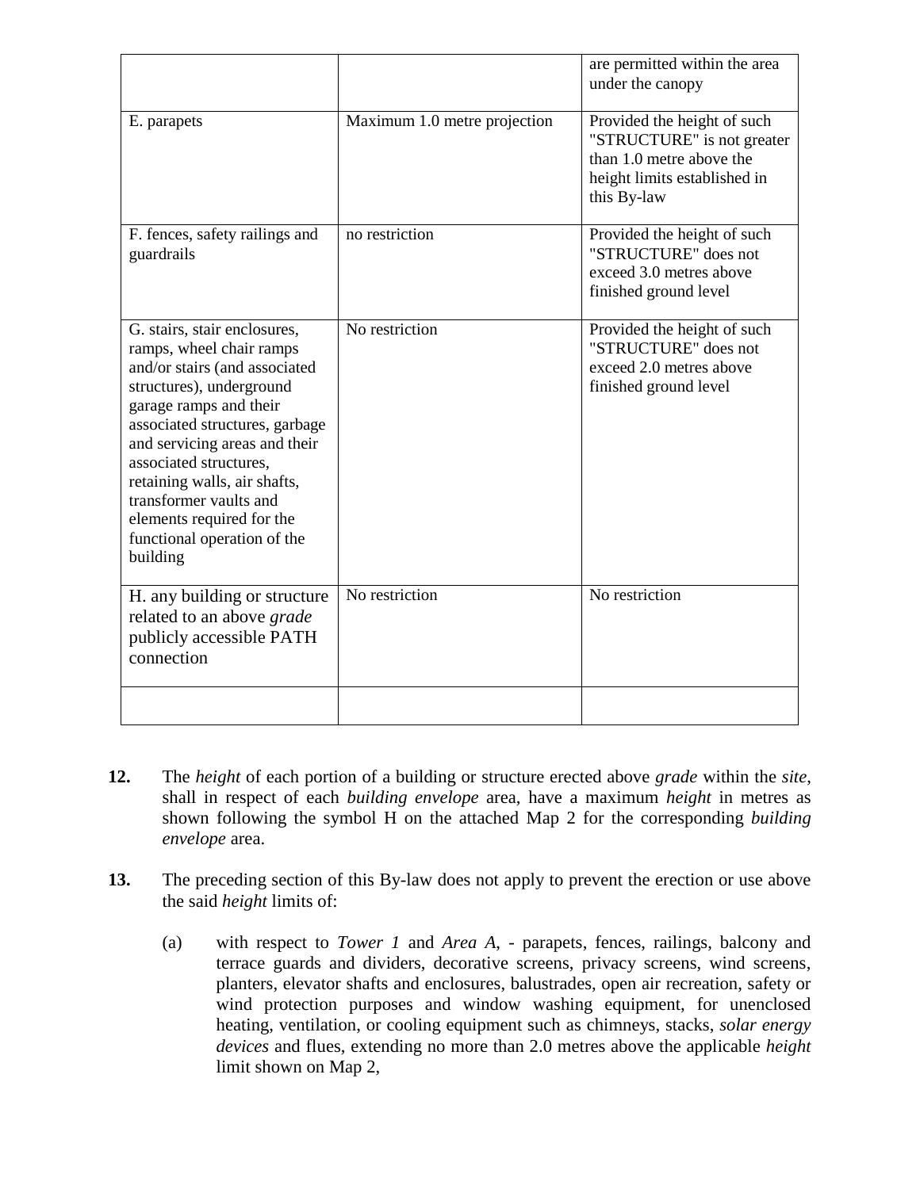| | | |
|---|---|---|
| | | are permitted within the area under the canopy |
| E. parapets | Maximum 1.0 metre projection | Provided the height of such "STRUCTURE" is not greater than 1.0 metre above the height limits established in this By-law |
| F. fences, safety railings and guardrails | no restriction | Provided the height of such "STRUCTURE" does not exceed 3.0 metres above finished ground level |
| G. stairs, stair enclosures, ramps, wheel chair ramps and/or stairs (and associated structures), underground garage ramps and their associated structures, garbage and servicing areas and their associated structures, retaining walls, air shafts, transformer vaults and elements required for the functional operation of the building | No restriction | Provided the height of such "STRUCTURE" does not exceed 2.0 metres above finished ground level |
| H. any building or structure related to an above *grade* publicly accessible PATH connection | No restriction | No restriction |
| | | |

**12.** The *height* of each portion of a building or structure erected above *grade* within the *site*, shall in respect of each *building envelope* area, have a maximum *height* in metres as shown following the symbol H on the attached Map 2 for the corresponding *building envelope* area.

**13.** The preceding section of this By-law does not apply to prevent the erection or use above the said *height* limits of:

(a) with respect to *Tower 1* and *Area A*, - parapets, fences, railings, balcony and terrace guards and dividers, decorative screens, privacy screens, wind screens, planters, elevator shafts and enclosures, balustrades, open air recreation, safety or wind protection purposes and window washing equipment, for unenclosed heating, ventilation, or cooling equipment such as chimneys, stacks, *solar energy devices* and flues, extending no more than 2.0 metres above the applicable *height* limit shown on Map 2,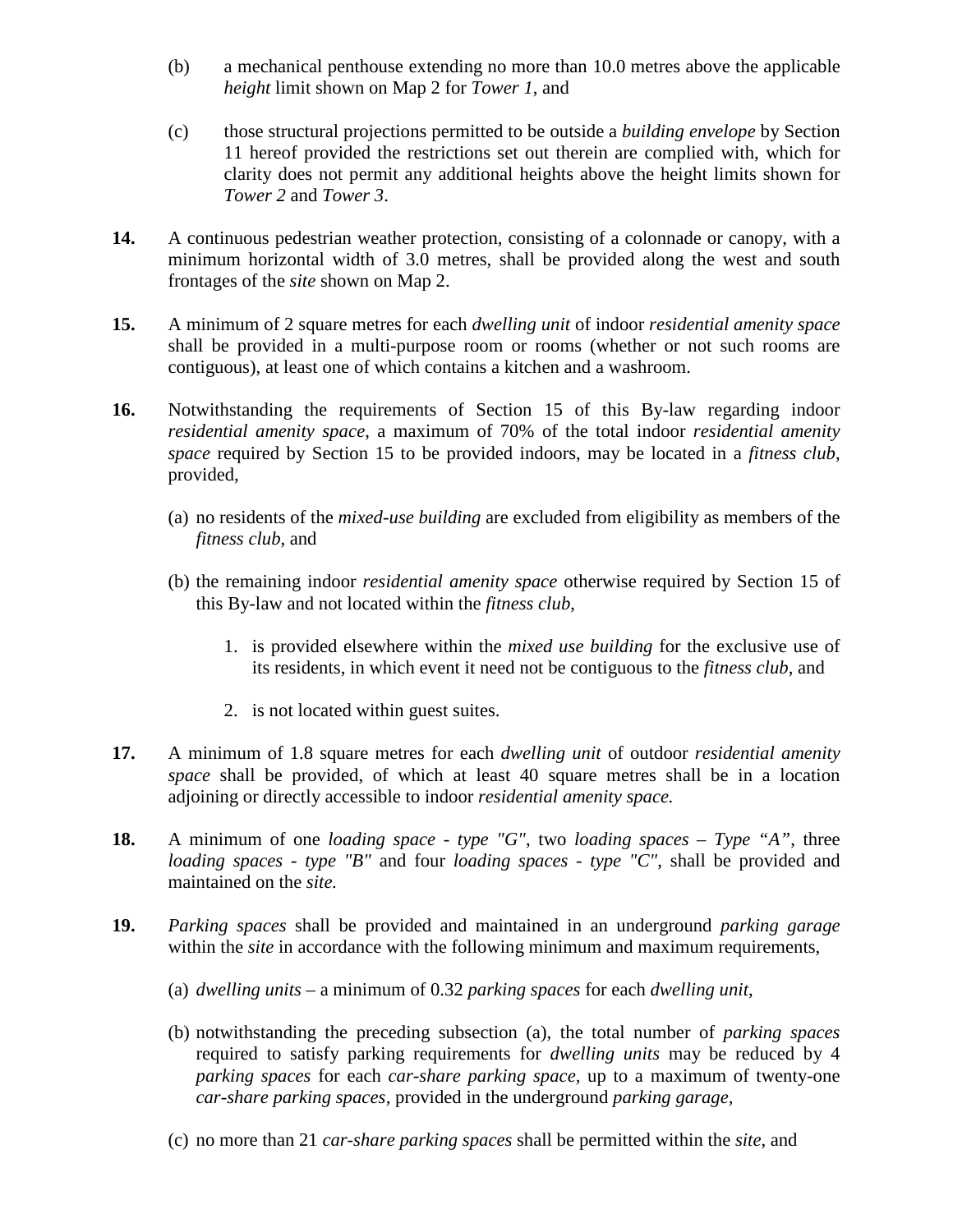(b) a mechanical penthouse extending no more than 10.0 metres above the applicable *height* limit shown on Map 2 for *Tower 1*, and

(c) those structural projections permitted to be outside a *building envelope* by Section 11 hereof provided the restrictions set out therein are complied with, which for clarity does not permit any additional heights above the height limits shown for *Tower 2* and *Tower 3*.

**14.** A continuous pedestrian weather protection, consisting of a colonnade or canopy, with a minimum horizontal width of 3.0 metres, shall be provided along the west and south frontages of the *site* shown on Map 2.

**15.** A minimum of 2 square metres for each *dwelling unit* of indoor *residential amenity space* shall be provided in a multi-purpose room or rooms (whether or not such rooms are contiguous), at least one of which contains a kitchen and a washroom.

**16.** Notwithstanding the requirements of Section 15 of this By-law regarding indoor *residential amenity space*, a maximum of 70% of the total indoor *residential amenity space* required by Section 15 to be provided indoors, may be located in a *fitness club*, provided,

(a) no residents of the *mixed-use building* are excluded from eligibility as members of the *fitness club*, and

(b) the remaining indoor *residential amenity space* otherwise required by Section 15 of this By-law and not located within the *fitness club*,

1. is provided elsewhere within the *mixed use building* for the exclusive use of its residents, in which event it need not be contiguous to the *fitness club*, and

2. is not located within guest suites.

**17.** A minimum of 1.8 square metres for each *dwelling unit* of outdoor *residential amenity space* shall be provided, of which at least 40 square metres shall be in a location adjoining or directly accessible to indoor *residential amenity space.*

**18.** A minimum of one *loading space - type "G"*, two *loading spaces – Type "A"*, three *loading spaces - type "B"* and four *loading spaces - type "C"*, shall be provided and maintained on the *site.*

**19.** *Parking spaces* shall be provided and maintained in an underground *parking garage* within the *site* in accordance with the following minimum and maximum requirements,

(a) *dwelling units* – a minimum of 0.32 *parking spaces* for each *dwelling unit*,

(b) notwithstanding the preceding subsection (a), the total number of *parking spaces* required to satisfy parking requirements for *dwelling units* may be reduced by 4 *parking spaces* for each *car-share parking space*, up to a maximum of twenty-one *car-share parking spaces*, provided in the underground *parking garage*,

(c) no more than 21 *car-share parking spaces* shall be permitted within the *site*, and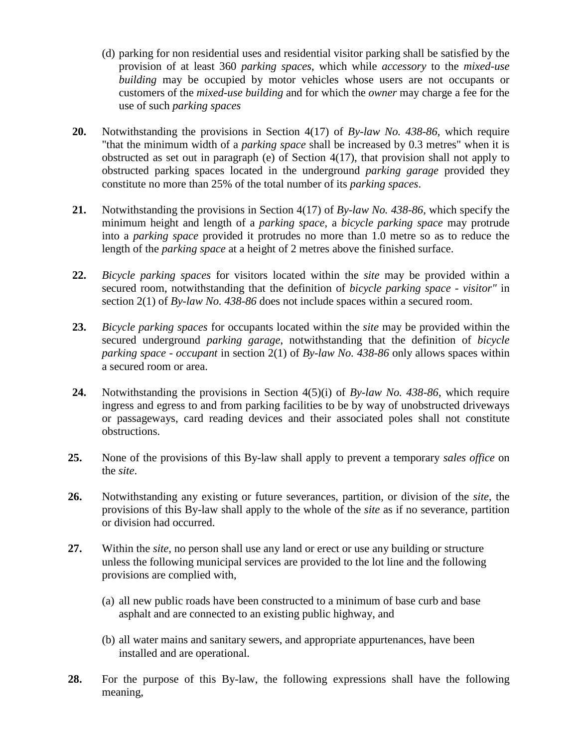(d) parking for non residential uses and residential visitor parking shall be satisfied by the provision of at least 360 *parking spaces*, which while *accessory* to the *mixed-use building* may be occupied by motor vehicles whose users are not occupants or customers of the *mixed-use building* and for which the *owner* may charge a fee for the use of such *parking spaces*

**20.** Notwithstanding the provisions in Section 4(17) of *By-law No. 438-86*, which require "that the minimum width of a *parking space* shall be increased by 0.3 metres" when it is obstructed as set out in paragraph (e) of Section 4(17), that provision shall not apply to obstructed parking spaces located in the underground *parking garage* provided they constitute no more than 25% of the total number of its *parking spaces*.

**21.** Notwithstanding the provisions in Section 4(17) of *By-law No. 438-86*, which specify the minimum height and length of a *parking space*, a *bicycle parking space* may protrude into a *parking space* provided it protrudes no more than 1.0 metre so as to reduce the length of the *parking space* at a height of 2 metres above the finished surface.

**22.** *Bicycle parking spaces* for visitors located within the *site* may be provided within a secured room, notwithstanding that the definition of *bicycle parking space - visitor"* in section 2(1) of *By-law No. 438-86* does not include spaces within a secured room.

**23.** *Bicycle parking spaces* for occupants located within the *site* may be provided within the secured underground *parking garage*, notwithstanding that the definition of *bicycle parking space - occupant* in section 2(1) of *By-law No. 438-86* only allows spaces within a secured room or area.

**24.** Notwithstanding the provisions in Section 4(5)(i) of *By-law No. 438-86*, which require ingress and egress to and from parking facilities to be by way of unobstructed driveways or passageways, card reading devices and their associated poles shall not constitute obstructions.

**25.** None of the provisions of this By-law shall apply to prevent a temporary *sales office* on the *site*.

**26.** Notwithstanding any existing or future severances, partition, or division of the *site*, the provisions of this By-law shall apply to the whole of the *site* as if no severance, partition or division had occurred.

**27.** Within the *site*, no person shall use any land or erect or use any building or structure unless the following municipal services are provided to the lot line and the following provisions are complied with,

(a) all new public roads have been constructed to a minimum of base curb and base asphalt and are connected to an existing public highway, and

(b) all water mains and sanitary sewers, and appropriate appurtenances, have been installed and are operational.

**28.** For the purpose of this By-law, the following expressions shall have the following meaning,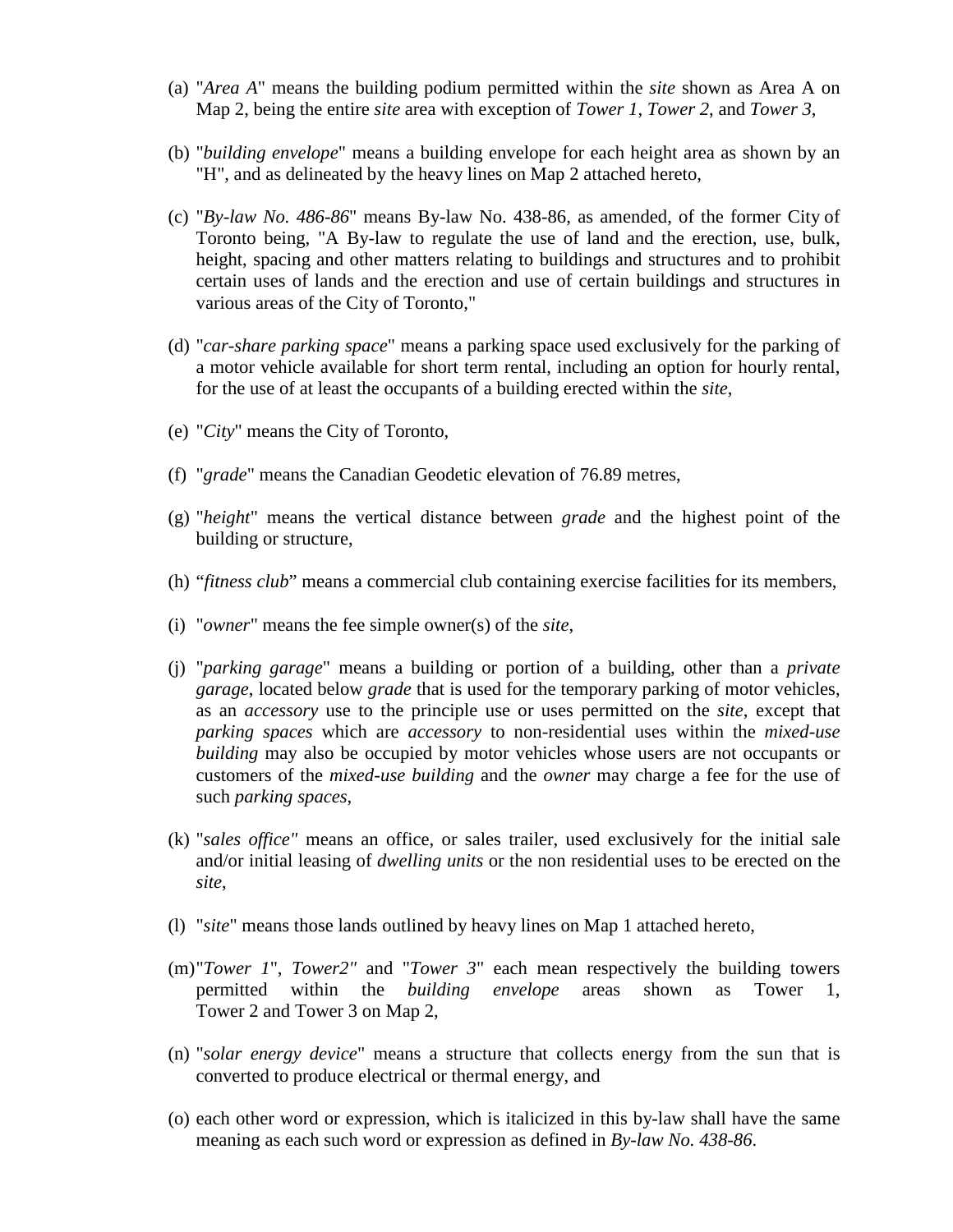(a) "*Area A*" means the building podium permitted within the *site* shown as Area A on Map 2, being the entire *site* area with exception of *Tower 1*, *Tower 2*, and *Tower 3*,

(b) "*building envelope*" means a building envelope for each height area as shown by an "H", and as delineated by the heavy lines on Map 2 attached hereto,

(c) "*By-law No. 486-86*" means By-law No. 438-86, as amended, of the former City of Toronto being, "A By-law to regulate the use of land and the erection, use, bulk, height, spacing and other matters relating to buildings and structures and to prohibit certain uses of lands and the erection and use of certain buildings and structures in various areas of the City of Toronto,"

(d) "*car-share parking space*" means a parking space used exclusively for the parking of a motor vehicle available for short term rental, including an option for hourly rental, for the use of at least the occupants of a building erected within the *site*,

(e) "*City*" means the City of Toronto,

(f) "*grade*" means the Canadian Geodetic elevation of 76.89 metres,

(g) "*height*" means the vertical distance between *grade* and the highest point of the building or structure,

(h) "*fitness club*" means a commercial club containing exercise facilities for its members,

(i) "*owner*" means the fee simple owner(s) of the *site*,

(j) "*parking garage*" means a building or portion of a building, other than a *private garage*, located below *grade* that is used for the temporary parking of motor vehicles, as an *accessory* use to the principle use or uses permitted on the *site*, except that *parking spaces* which are *accessory* to non-residential uses within the *mixed-use building* may also be occupied by motor vehicles whose users are not occupants or customers of the *mixed-use building* and the *owner* may charge a fee for the use of such *parking spaces*,

(k) "*sales office*" means an office, or sales trailer, used exclusively for the initial sale and/or initial leasing of *dwelling units* or the non residential uses to be erected on the *site*,

(l) "*site*" means those lands outlined by heavy lines on Map 1 attached hereto,

(m) "*Tower 1*", *Tower2*" and "*Tower 3*" each mean respectively the building towers permitted within the *building envelope* areas shown as Tower 1, Tower 2 and Tower 3 on Map 2,

(n) "*solar energy device*" means a structure that collects energy from the sun that is converted to produce electrical or thermal energy, and

(o) each other word or expression, which is italicized in this by-law shall have the same meaning as each such word or expression as defined in *By-law No. 438-86*.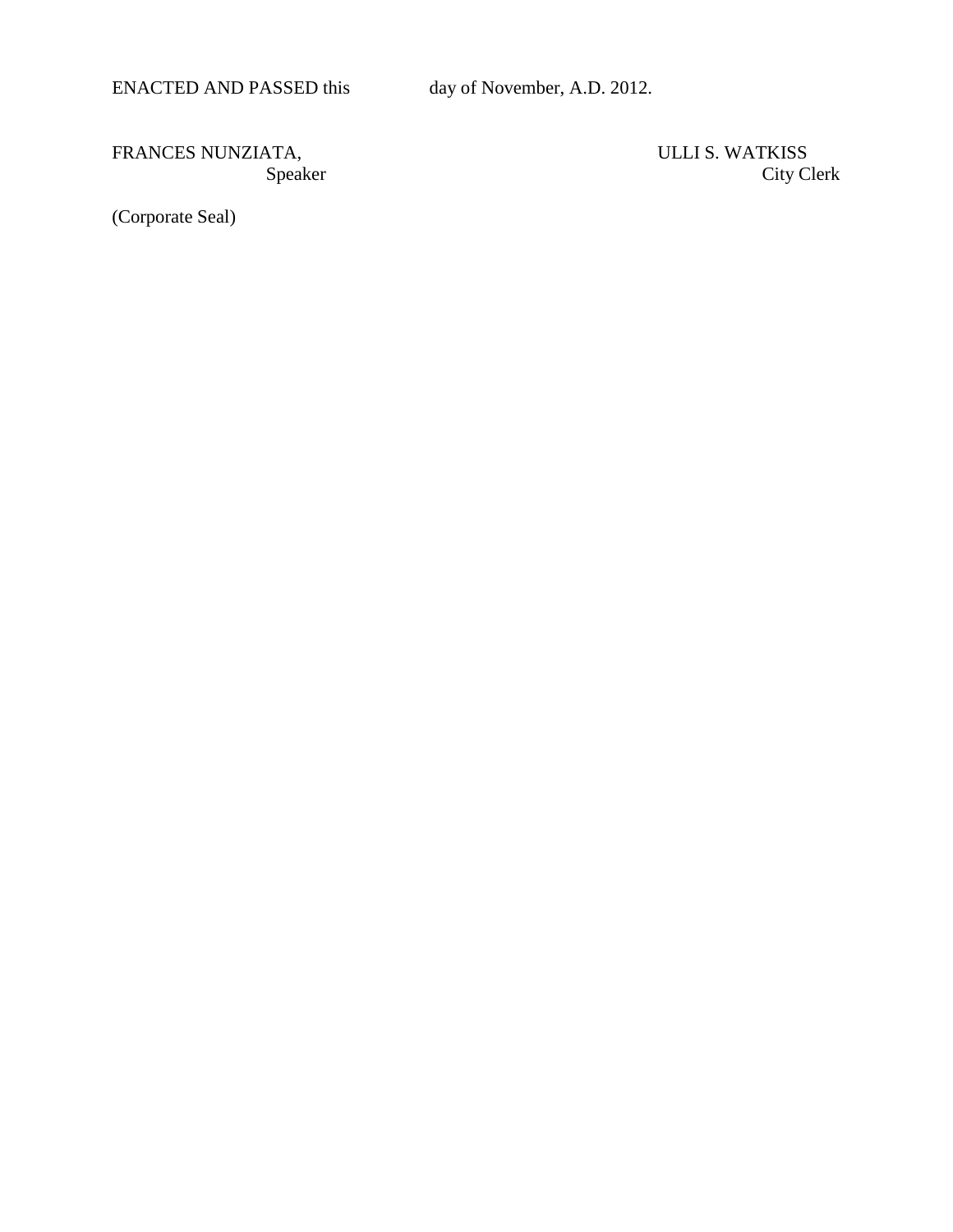ENACTED AND PASSED this day of November, A.D. 2012.

FRANCES NUNZIATA,
Speaker

ULLI S. WATKISS
City Clerk

(Corporate Seal)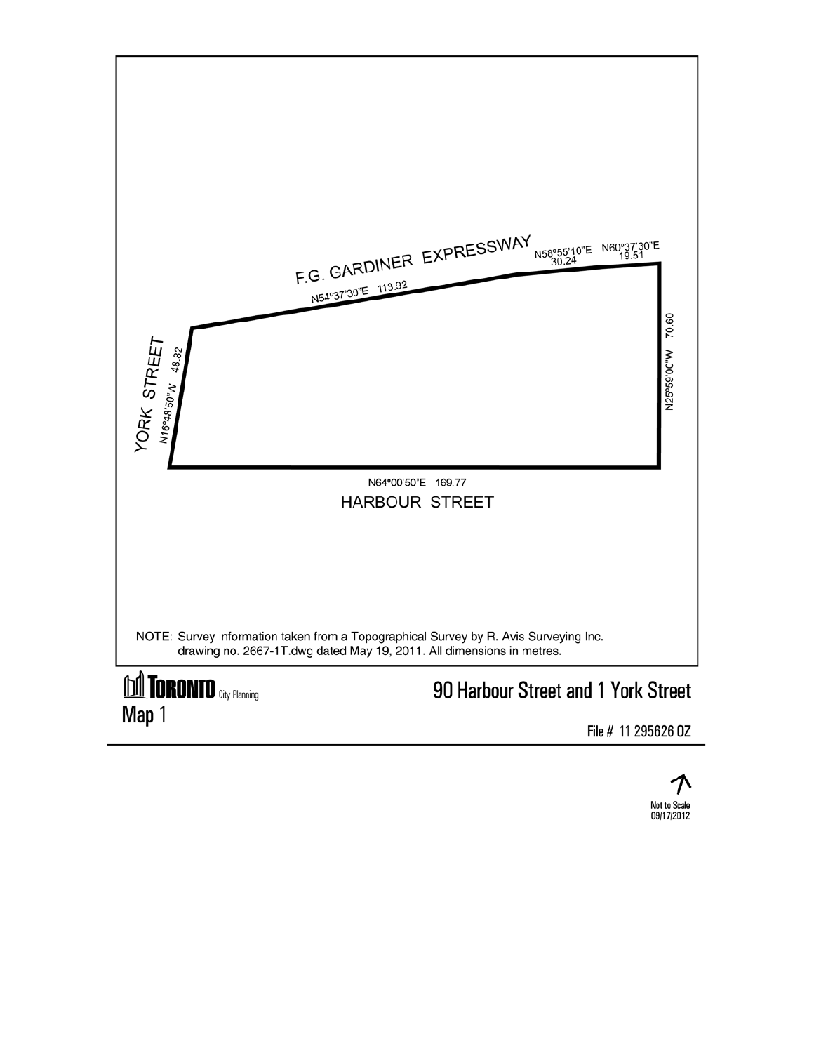F.G. GARDINER EXPRESSWAY

N54°37'30"E 113.92

N58°55'10"E 30.24

N60°37'30"E 19.51

YORK STREET

N16°48'50"W 48.82

N25°59'00"W 70.60

N64°00'50"E 169.77

HARBOUR STREET

NOTE: Survey information taken from a Topographical Survey by R. Avis Surveying Inc. drawing no. 2667-1T.dwg dated May 19, 2011. All dimensions in metres.

**TORONTO** City Planning

Map 1

90 Harbour Street and 1 York Street

File # 11 295626 OZ

Not to Scale
09/17/2012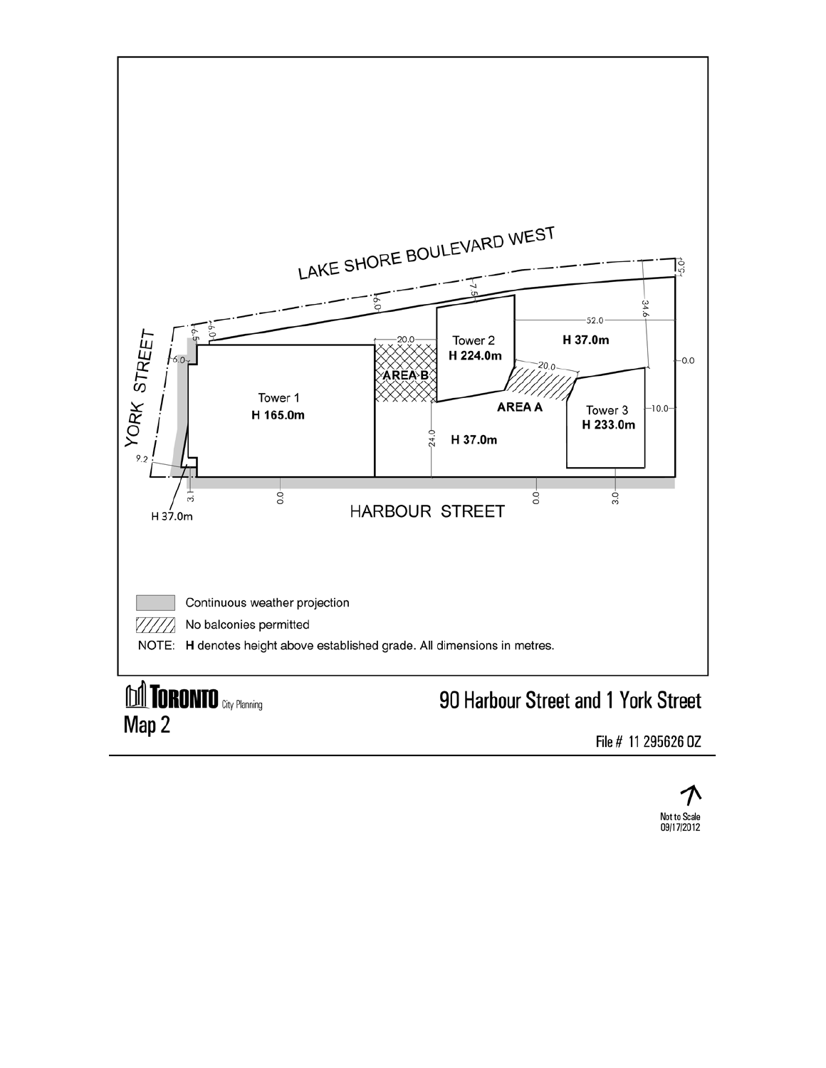LAKE SHORE BOULEVARD WEST

YORK STREET

HARBOUR STREET

Tower 1
H 165.0m

Tower 2
H 224.0m

Tower 3
H 233.0m

AREA A

AREA B

H 37.0m

H 37.0m

H 37.0m

20.0

20.0

52.0

34.6

24.0

10.0

0.0

0.0

0.0

3.0

3.1

9.2

6.0

6.0

6.5

6.0

7.5

5.0

Continuous weather projection

No balconies permitted

NOTE: **H** denotes height above established grade. All dimensions in metres.

TORONTO City Planning

Map 2

90 Harbour Street and 1 York Street

File # 11 295626 OZ

Not to Scale
09/17/2012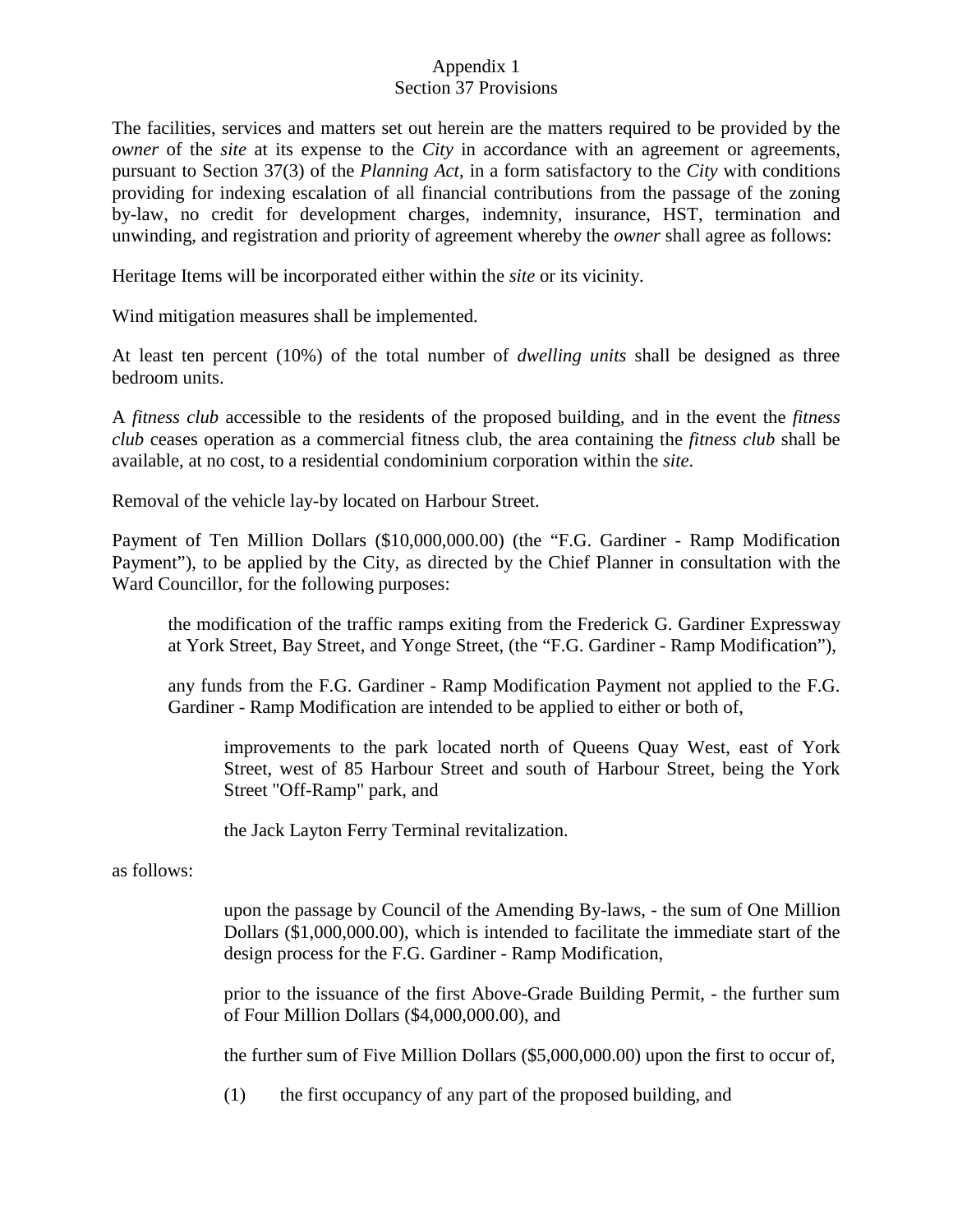Appendix 1
Section 37 Provisions

The facilities, services and matters set out herein are the matters required to be provided by the *owner* of the *site* at its expense to the *City* in accordance with an agreement or agreements, pursuant to Section 37(3) of the *Planning Act*, in a form satisfactory to the *City* with conditions providing for indexing escalation of all financial contributions from the passage of the zoning by-law, no credit for development charges, indemnity, insurance, HST, termination and unwinding, and registration and priority of agreement whereby the *owner* shall agree as follows:

Heritage Items will be incorporated either within the *site* or its vicinity.

Wind mitigation measures shall be implemented.

At least ten percent (10%) of the total number of *dwelling units* shall be designed as three bedroom units.

A *fitness club* accessible to the residents of the proposed building, and in the event the *fitness club* ceases operation as a commercial fitness club, the area containing the *fitness club* shall be available, at no cost, to a residential condominium corporation within the *site*.

Removal of the vehicle lay-by located on Harbour Street.

Payment of Ten Million Dollars ($10,000,000.00) (the "F.G. Gardiner - Ramp Modification Payment"), to be applied by the City, as directed by the Chief Planner in consultation with the Ward Councillor, for the following purposes:

> the modification of the traffic ramps exiting from the Frederick G. Gardiner Expressway at York Street, Bay Street, and Yonge Street, (the "F.G. Gardiner - Ramp Modification"),
>
> any funds from the F.G. Gardiner - Ramp Modification Payment not applied to the F.G. Gardiner - Ramp Modification are intended to be applied to either or both of,
>
> > improvements to the park located north of Queens Quay West, east of York Street, west of 85 Harbour Street and south of Harbour Street, being the York Street "Off-Ramp" park, and
> >
> > the Jack Layton Ferry Terminal revitalization.

as follows:

> > upon the passage by Council of the Amending By-laws, - the sum of One Million Dollars ($1,000,000.00), which is intended to facilitate the immediate start of the design process for the F.G. Gardiner - Ramp Modification,
> >
> > prior to the issuance of the first Above-Grade Building Permit, - the further sum of Four Million Dollars ($4,000,000.00), and
> >
> > the further sum of Five Million Dollars ($5,000,000.00) upon the first to occur of,
> >
> > (1) the first occupancy of any part of the proposed building, and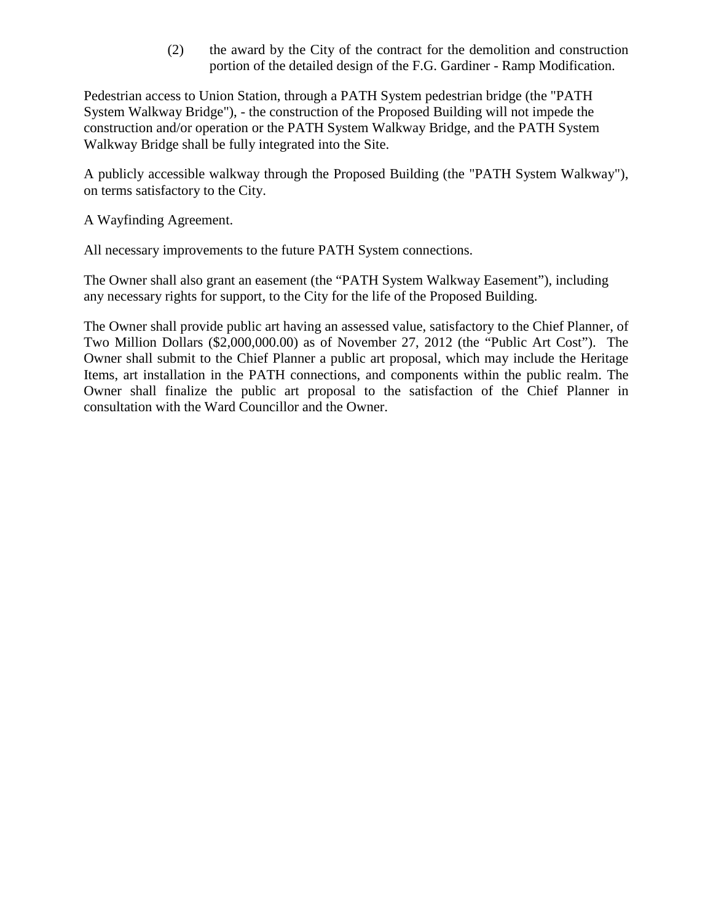(2) the award by the City of the contract for the demolition and construction portion of the detailed design of the F.G. Gardiner - Ramp Modification.

Pedestrian access to Union Station, through a PATH System pedestrian bridge (the "PATH System Walkway Bridge"), - the construction of the Proposed Building will not impede the construction and/or operation or the PATH System Walkway Bridge, and the PATH System Walkway Bridge shall be fully integrated into the Site.

A publicly accessible walkway through the Proposed Building (the "PATH System Walkway"), on terms satisfactory to the City.

A Wayfinding Agreement.

All necessary improvements to the future PATH System connections.

The Owner shall also grant an easement (the "PATH System Walkway Easement"), including any necessary rights for support, to the City for the life of the Proposed Building.

The Owner shall provide public art having an assessed value, satisfactory to the Chief Planner, of Two Million Dollars ($2,000,000.00) as of November 27, 2012 (the "Public Art Cost"). The Owner shall submit to the Chief Planner a public art proposal, which may include the Heritage Items, art installation in the PATH connections, and components within the public realm. The Owner shall finalize the public art proposal to the satisfaction of the Chief Planner in consultation with the Ward Councillor and the Owner.